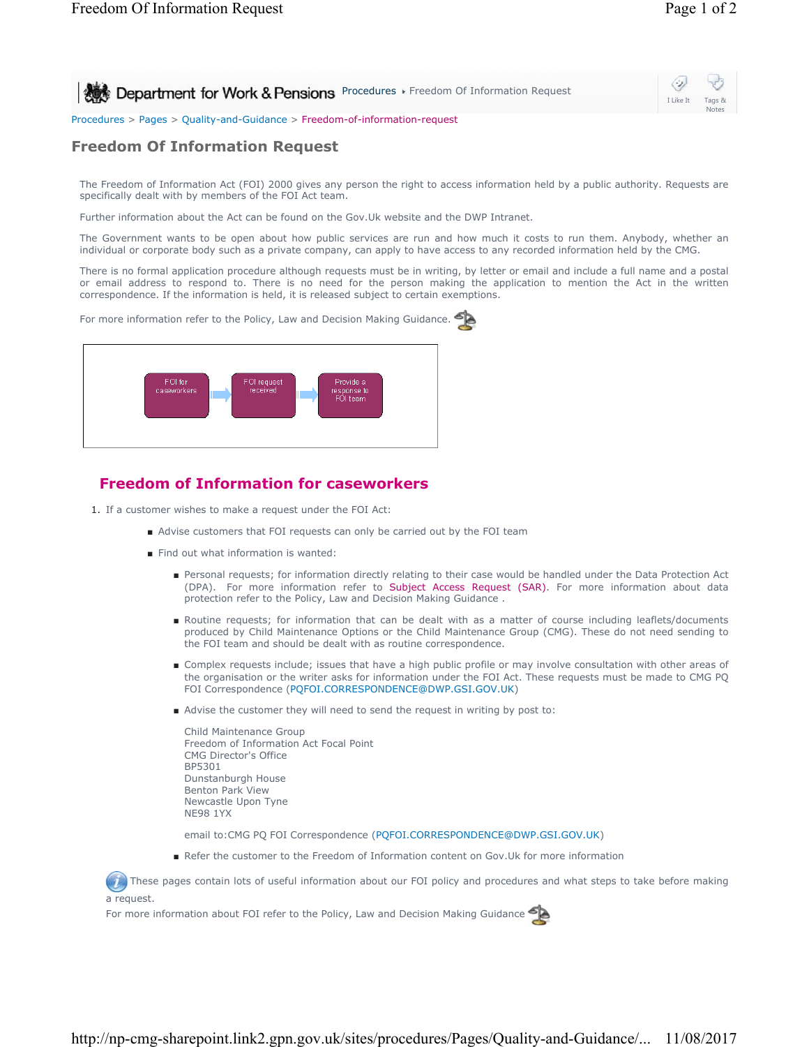Department for Work & Pensions Procedures ▸ Freedom Of Information Request

I Like It | Tags & Notes

Procedures > Pages > Quality-and-Guidance > Freedom-of-information-request

# Freedom Of Information Request

The Freedom of Information Act (FOI) 2000 gives any person the right to access information held by a public authority. Requests are specifically dealt with by members of the FOI Act team.

Further information about the Act can be found on the Gov.Uk website and the DWP Intranet.

The Government wants to be open about how public services are run and how much it costs to run them. Anybody, whether an individual or corporate body such as a private company, can apply to have access to any recorded information held by the CMG.

There is no formal application procedure although requests must be in writing, by letter or email and include a full name and a postal or email address to respond to. There is no need for the person making the application to mention the Act in the written correspondence. If the information is held, it is released subject to certain exemptions.

For more information refer to the Policy, Law and Decision Making Guidance.

FOI for caseworkers → FOI request received → Provide a response to FOI team

## Freedom of Information for caseworkers

1. If a customer wishes to make a request under the FOI Act:
   - Advise customers that FOI requests can only be carried out by the FOI team
   - Find out what information is wanted:
     - Personal requests; for information directly relating to their case would be handled under the Data Protection Act (DPA). For more information refer to Subject Access Request (SAR). For more information about data protection refer to the Policy, Law and Decision Making Guidance .
     - Routine requests; for information that can be dealt with as a matter of course including leaflets/documents produced by Child Maintenance Options or the Child Maintenance Group (CMG). These do not need sending to the FOI team and should be dealt with as routine correspondence.
     - Complex requests include; issues that have a high public profile or may involve consultation with other areas of the organisation or the writer asks for information under the FOI Act. These requests must be made to CMG PQ FOI Correspondence (PQFOI.CORRESPONDENCE@DWP.GSI.GOV.UK)
     - Advise the customer they will need to send the request in writing by post to:

       Child Maintenance Group  
       Freedom of Information Act Focal Point  
       CMG Director's Office  
       BP5301  
       Dunstanburgh House  
       Benton Park View  
       Newcastle Upon Tyne  
       NE98 1YX

       email to:CMG PQ FOI Correspondence (PQFOI.CORRESPONDENCE@DWP.GSI.GOV.UK)
     - Refer the customer to the Freedom of Information content on Gov.Uk for more information

These pages contain lots of useful information about our FOI policy and procedures and what steps to take before making a request.  
For more information about FOI refer to the Policy, Law and Decision Making Guidance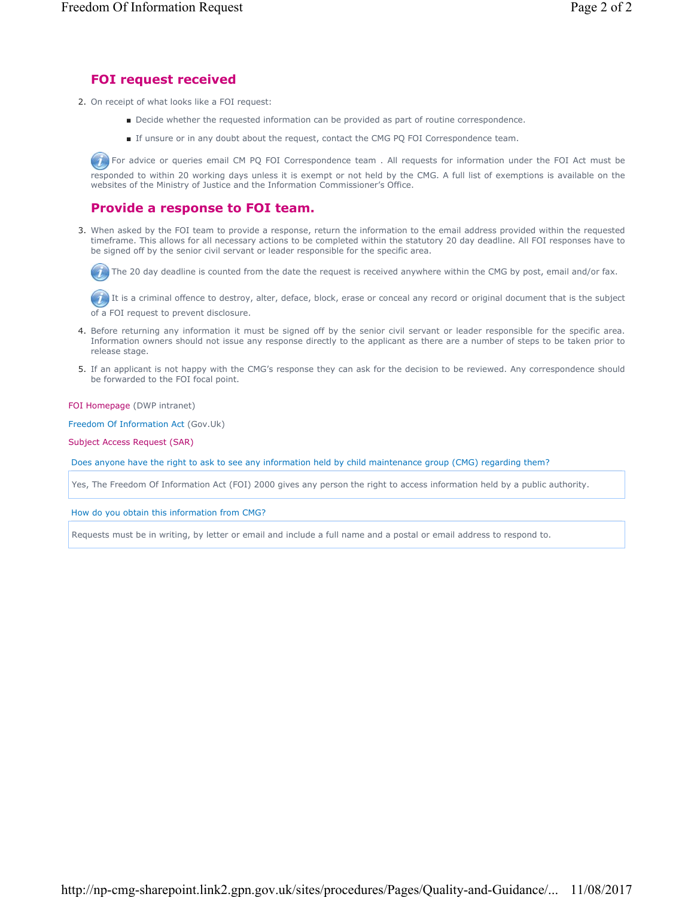## FOI request received

2. On receipt of what looks like a FOI request:

    - Decide whether the requested information can be provided as part of routine correspondence.
    - If unsure or in any doubt about the request, contact the CMG PQ FOI Correspondence team.

For advice or queries email CM PQ FOI Correspondence team . All requests for information under the FOI Act must be responded to within 20 working days unless it is exempt or not held by the CMG. A full list of exemptions is available on the websites of the Ministry of Justice and the Information Commissioner's Office.

## Provide a response to FOI team.

3. When asked by the FOI team to provide a response, return the information to the email address provided within the requested timeframe. This allows for all necessary actions to be completed within the statutory 20 day deadline. All FOI responses have to be signed off by the senior civil servant or leader responsible for the specific area.

    The 20 day deadline is counted from the date the request is received anywhere within the CMG by post, email and/or fax.

    It is a criminal offence to destroy, alter, deface, block, erase or conceal any record or original document that is the subject of a FOI request to prevent disclosure.

4. Before returning any information it must be signed off by the senior civil servant or leader responsible for the specific area. Information owners should not issue any response directly to the applicant as there are a number of steps to be taken prior to release stage.
5. If an applicant is not happy with the CMG's response they can ask for the decision to be reviewed. Any correspondence should be forwarded to the FOI focal point.

FOI Homepage (DWP intranet)

Freedom Of Information Act (Gov.Uk)

Subject Access Request (SAR)

**Does anyone have the right to ask to see any information held by child maintenance group (CMG) regarding them?**

Yes, The Freedom Of Information Act (FOI) 2000 gives any person the right to access information held by a public authority.

**How do you obtain this information from CMG?**

Requests must be in writing, by letter or email and include a full name and a postal or email address to respond to.